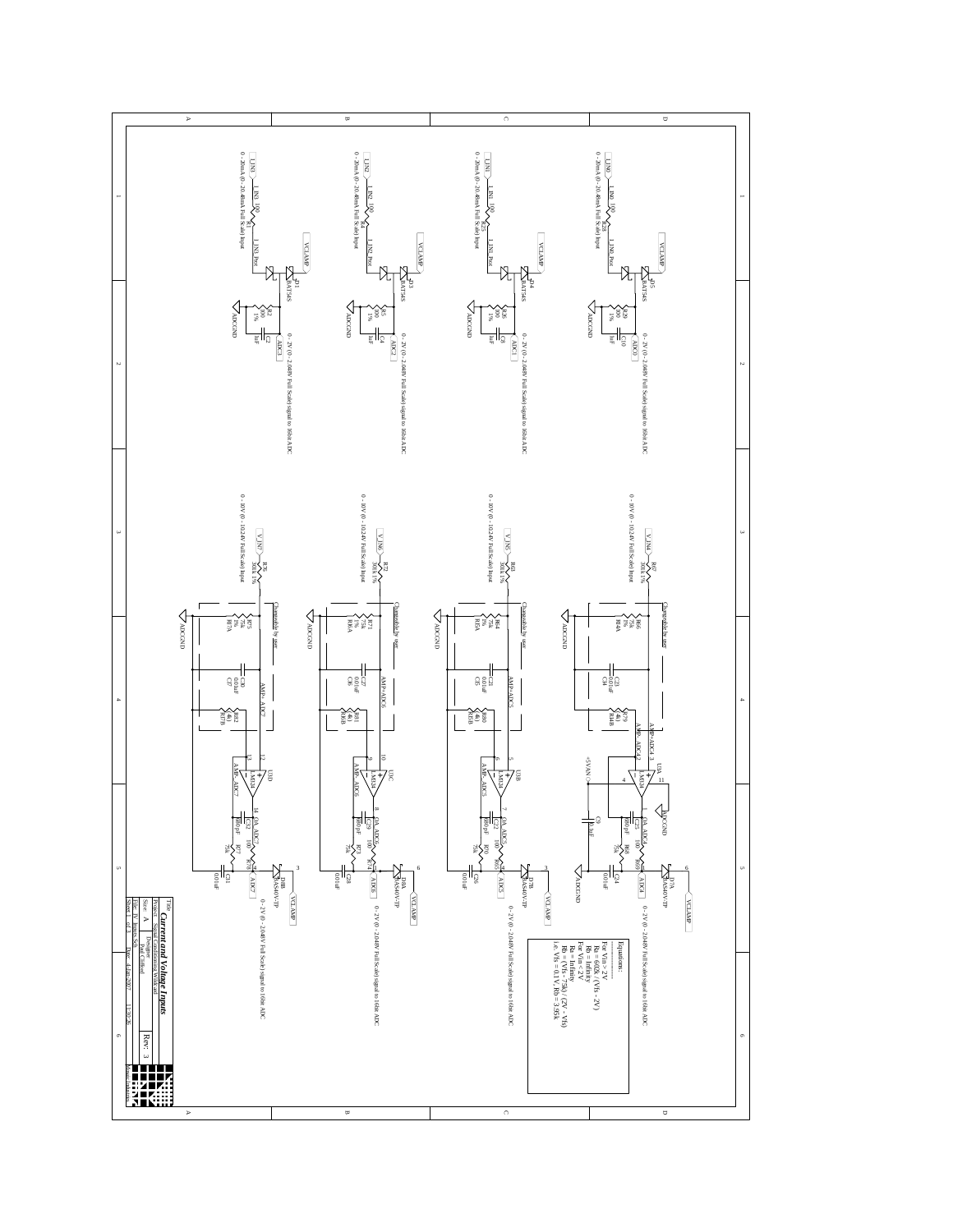# Current and Voltage Inputs

0 - 20mA (0 - 20.48mA Full Scale) Input

0 - 2V (0 - 2.048V Full Scale) signal to 16bit ADC

0 - 10V (0 - 10.24V Full Scale) Input

0 - 2V (0 - 2.048V Full Scale) signal to 16bit ADC

Changeable by user

Equations:

For Vin > 2V
Ra = 60.0k / (Vfs - 2V)
Rb = Infinity

For Vin < 2V
Ra = Infinity
Rb = (Vfs * 75k) / (2V - Vfs)

i.e. Vfs = 0.1V, Rb = 3.95k

| Title | Current and Voltage Inputs |
|---|---|
| Project | Signal Conditioning Wildcard |
| Size | A |
| Designer | Paul Clifford |
| Rev | 3 |
| File | IV_Inputs.Sch |
| Date | 4-Jan-2007 11:30:26 |
| Sheet | 1 of 1 |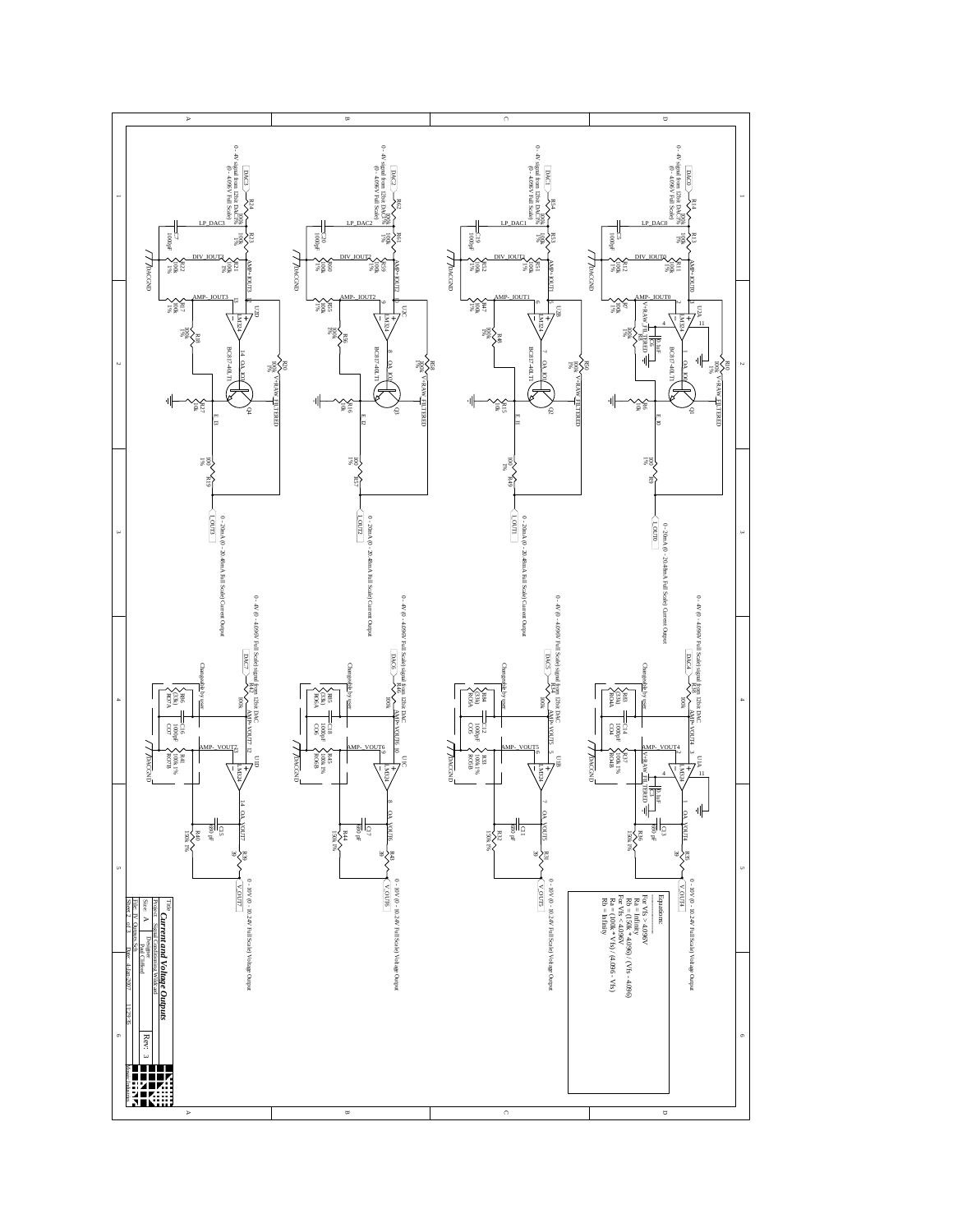0 - 4V signal from 12bit DAC (0 - 4.096V Full Scale)

0 - 20mA (0 - 20.48mA Full Scale) Current Output

0 - 4V (0 - 4.096V Full Scale) signal from 12bit DAC

Changeable by user

0 - 10V (0 - 10.24V Full Scale) Voltage Output

Equations:

For Vfs > 4.096V
Ra = Infinity
Rb = (150k * 4.096) / (Vfs - 4.096)

For Vfs < 4.096V
Ra = (100k * Vfs) / (4.096 - Vfs)
Rb = Infinity

| | |
|---|---|
| Title | ***Current and Voltage Outputs*** |
| Project | Signal Conditioning Wildcard |
| Size | A |
| Designer | Paul Clifford |
| Rev: | 3 |
| File | IV_Outputs.Sch |
| Date | 4-Jan-2007 |
| Time | 11:29:35 |
| Sheet | 2 of 3 |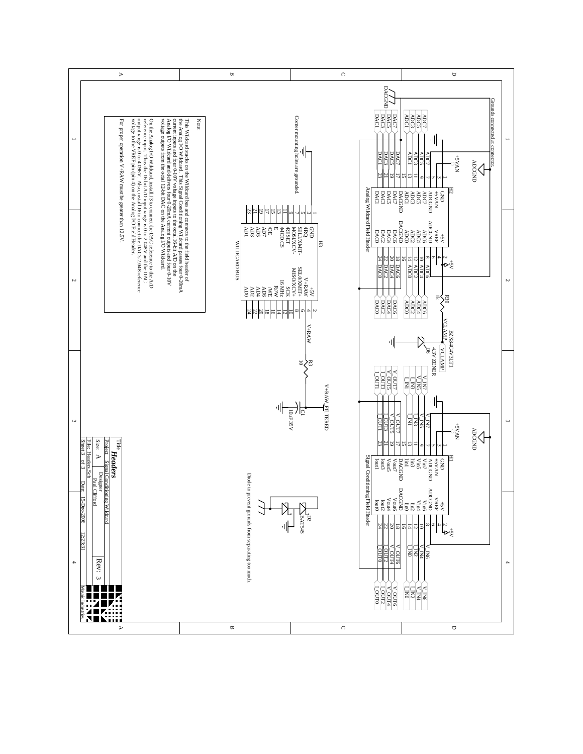Note:

This Wildcard stacks on the Wildcard bus and connects to the field header of the Analog I/O Wildcard. This Signal Conditioning Wildcard passes four 0-20mA current inputs and four 0-10V voltage inputs to the octal 16-bit A/D on the Analog I/O Wildcard and delivers four 0-20mA current outputs and four 0-10V voltage outputs from the octal 12-bit DAC on the Analog I/O Wildcard.

On the Analog I/O Wildcard, install J3 to connect the DAC reference to the A/D reference input. Thus the 16-bit A/D input range is 0 to 2.048V and the DAC output range is 0 to 4.096V. Also, install J6 to connect the DAC's 2.048V reference voltage to the VREF pin (pin 4) on the Analog I/O Field Header.

For proper operation V+RAW must be greater than 12.5V.

Corner mounting holes are grounded.

Grounds connected at connector.

Diode to prevent grounds from separating too much.

H2 Analog Wildcard Field Header

H1 Signal Conditioning Field Header

H3 WILDCARD BUS

R30 1k

BZX84C4V3LT1 4.3V ZENER D6 VCLAMP

R3 10

C1 10uF 35V

V+RAW_FILTERED

D2 BAT54S

| Title | Headers |
| --- | --- |
| Project | Signal Conditioning Wildcard |
| Size: A | Designer: Paul Clifford |
| Rev: | 3 |
| File: | Headers.Sch |
| Date: | 15-Dec-2006 12:23:31 |
| Sheet | 3 of 3 |

Mosaic Industries